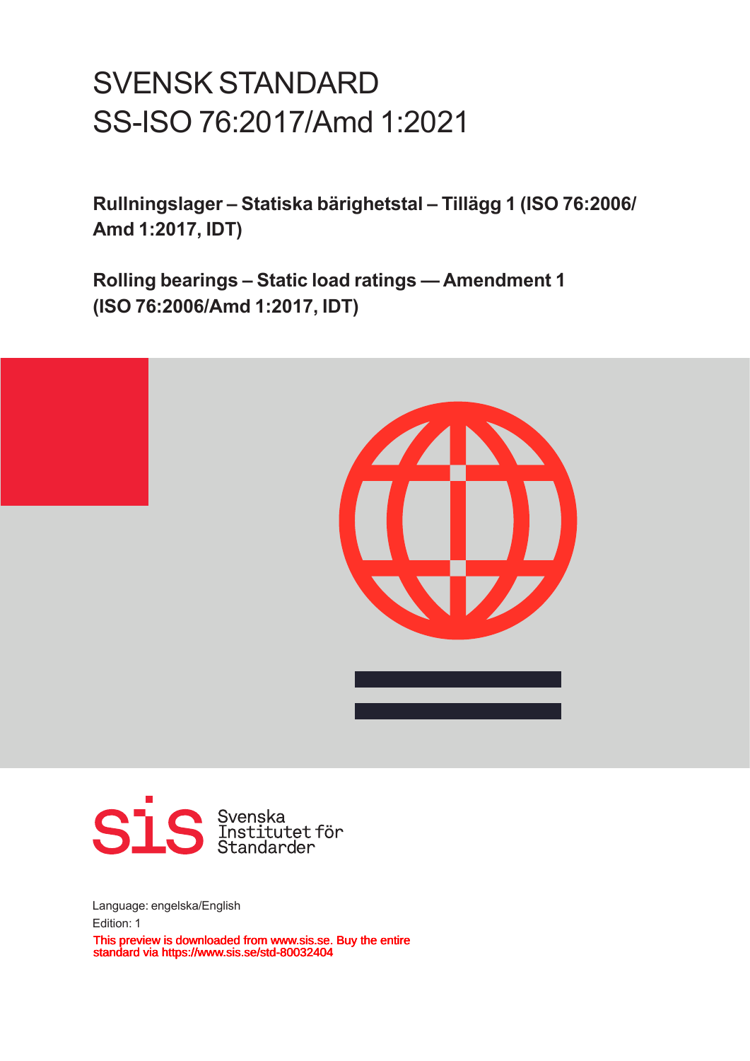# SVENSK STANDARD
# SS-ISO 76:2017/Amd 1:2021

**Rullningslager – Statiska bärighetstal – Tillägg 1 (ISO 76:2006/ Amd 1:2017, IDT)**

**Rolling bearings – Static load ratings — Amendment 1 (ISO 76:2006/Amd 1:2017, IDT)**

Svenska Institutet för Standarder

Language: engelska/English

Edition: 1

This preview is downloaded from www.sis.se. Buy the entire standard via https://www.sis.se/std-80032404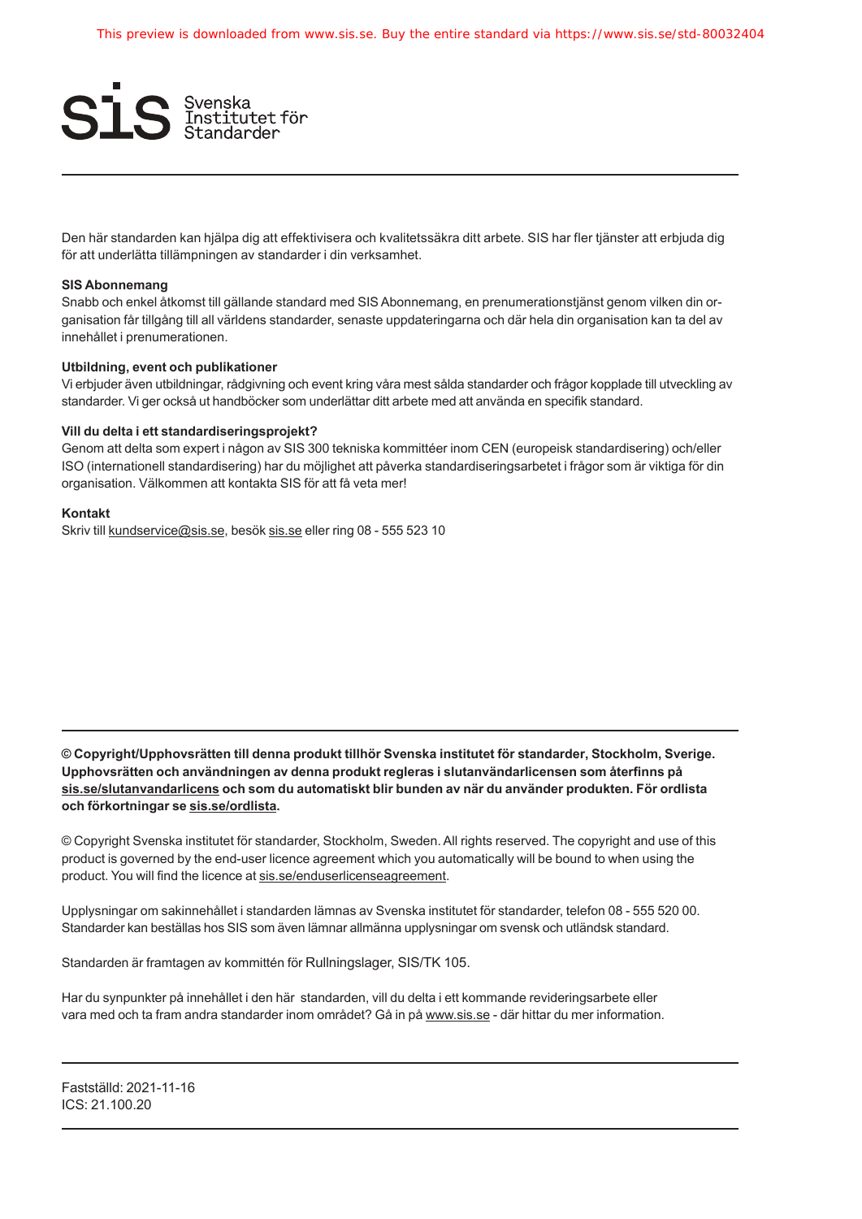Den här standarden kan hjälpa dig att effektivisera och kvalitetssäkra ditt arbete. SIS har fler tjänster att erbjuda dig för att underlätta tillämpningen av standarder i din verksamhet.

**SIS Abonnemang**
Snabb och enkel åtkomst till gällande standard med SIS Abonnemang, en prenumerationstjänst genom vilken din organisation får tillgång till all världens standarder, senaste uppdateringarna och där hela din organisation kan ta del av innehållet i prenumerationen.

**Utbildning, event och publikationer**
Vi erbjuder även utbildningar, rådgivning och event kring våra mest sålda standarder och frågor kopplade till utveckling av standarder. Vi ger också ut handböcker som underlättar ditt arbete med att använda en specifik standard.

**Vill du delta i ett standardiseringsprojekt?**
Genom att delta som expert i någon av SIS 300 tekniska kommittéer inom CEN (europeisk standardisering) och/eller ISO (internationell standardisering) har du möjlighet att påverka standardiseringsarbetet i frågor som är viktiga för din organisation. Välkommen att kontakta SIS för att få veta mer!

**Kontakt**
Skriv till kundservice@sis.se, besök sis.se eller ring 08 - 555 523 10

---

**© Copyright/Upphovsrätten till denna produkt tillhör Svenska institutet för standarder, Stockholm, Sverige. Upphovsrätten och användningen av denna produkt regleras i slutanvändarlicensen som återfinns på sis.se/slutanvandarlicens och som du automatiskt blir bunden av när du använder produkten. För ordlista och förkortningar se sis.se/ordlista.**

© Copyright Svenska institutet för standarder, Stockholm, Sweden. All rights reserved. The copyright and use of this product is governed by the end-user licence agreement which you automatically will be bound to when using the product. You will find the licence at sis.se/enduserlicenseagreement.

Upplysningar om sakinnehållet i standarden lämnas av Svenska institutet för standarder, telefon 08 - 555 520 00. Standarder kan beställas hos SIS som även lämnar allmänna upplysningar om svensk och utländsk standard.

Standarden är framtagen av kommittén för Rullningslager, SIS/TK 105.

Har du synpunkter på innehållet i den här standarden, vill du delta i ett kommande revideringsarbete eller vara med och ta fram andra standarder inom området? Gå in på www.sis.se - där hittar du mer information.

---

Fastställd: 2021-11-16
ICS: 21.100.20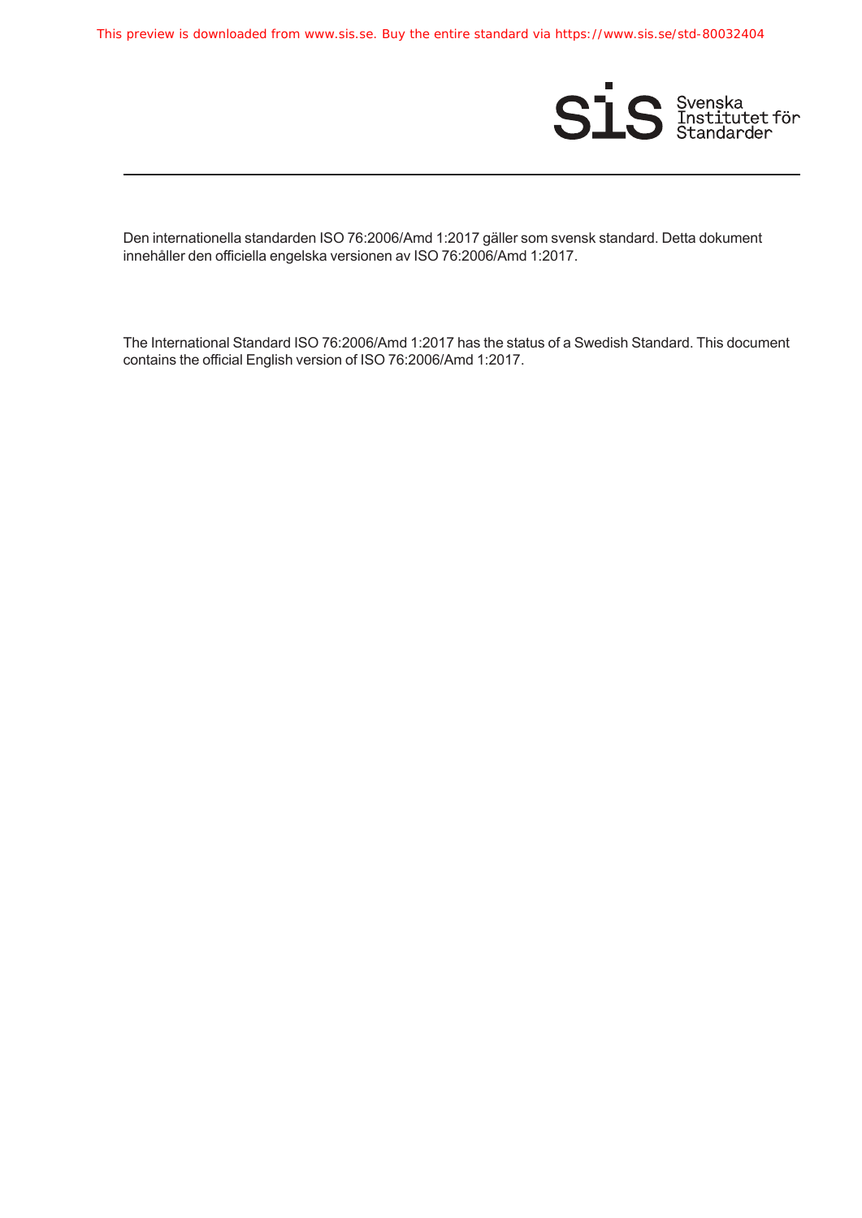Den internationella standarden ISO 76:2006/Amd 1:2017 gäller som svensk standard. Detta dokument innehåller den officiella engelska versionen av ISO 76:2006/Amd 1:2017.

The International Standard ISO 76:2006/Amd 1:2017 has the status of a Swedish Standard. This document contains the official English version of ISO 76:2006/Amd 1:2017.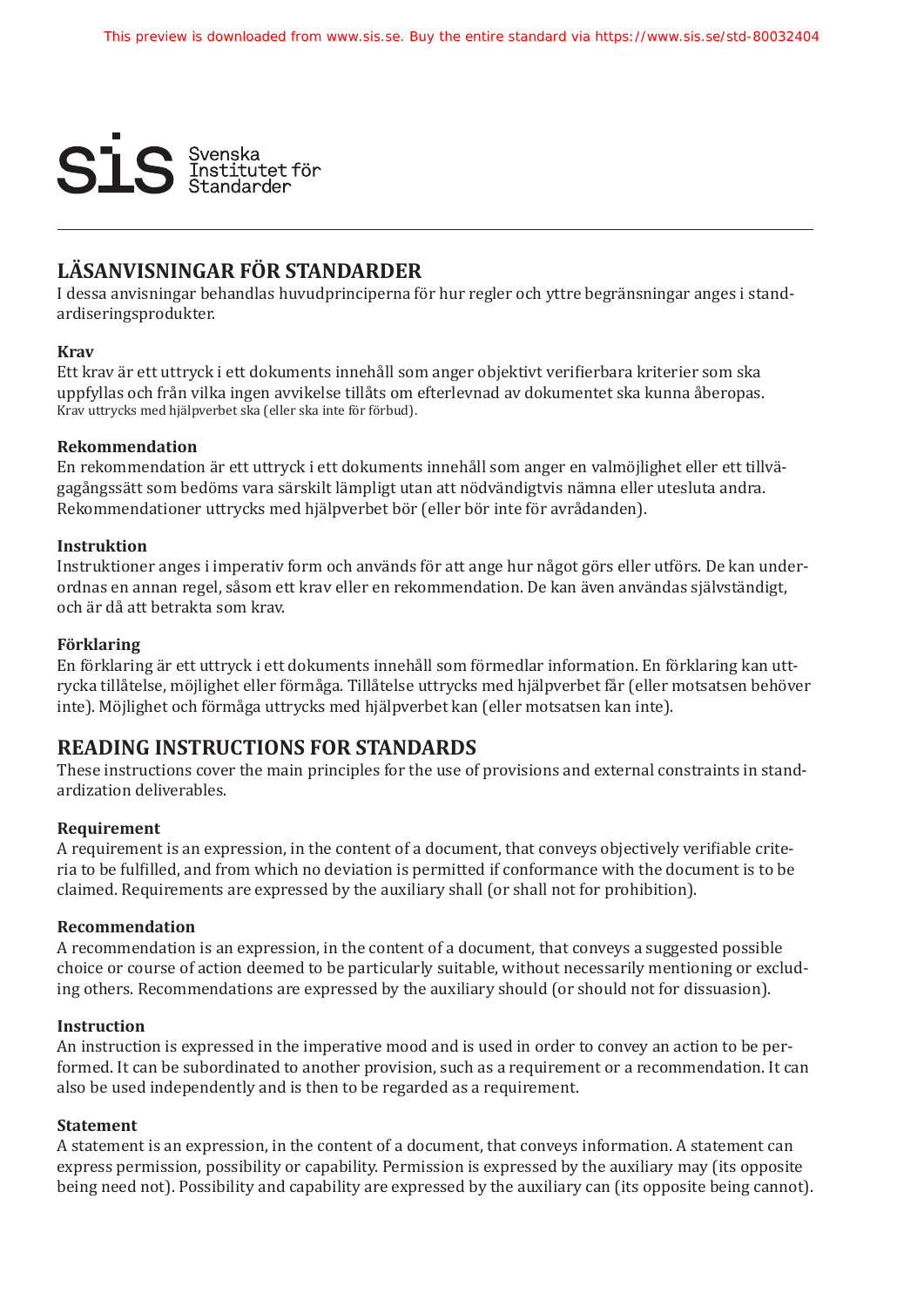## LÄSANVISNINGAR FÖR STANDARDER

I dessa anvisningar behandlas huvudprinciperna för hur regler och yttre begränsningar anges i standardiseringsprodukter.

**Krav**

Ett krav är ett uttryck i ett dokuments innehåll som anger objektivt verifierbara kriterier som ska uppfyllas och från vilka ingen avvikelse tillåts om efterlevnad av dokumentet ska kunna åberopas. Krav uttrycks med hjälpverbet ska (eller ska inte för förbud).

**Rekommendation**

En rekommendation är ett uttryck i ett dokuments innehåll som anger en valmöjlighet eller ett tillvägagångssätt som bedöms vara särskilt lämpligt utan att nödvändigtvis nämna eller utesluta andra. Rekommendationer uttrycks med hjälpverbet bör (eller bör inte för avrådanden).

**Instruktion**

Instruktioner anges i imperativ form och används för att ange hur något görs eller utförs. De kan underordnas en annan regel, såsom ett krav eller en rekommendation. De kan även användas självständigt, och är då att betrakta som krav.

**Förklaring**

En förklaring är ett uttryck i ett dokuments innehåll som förmedlar information. En förklaring kan uttrycka tillåtelse, möjlighet eller förmåga. Tillåtelse uttrycks med hjälpverbet får (eller motsatsen behöver inte). Möjlighet och förmåga uttrycks med hjälpverbet kan (eller motsatsen kan inte).

## READING INSTRUCTIONS FOR STANDARDS

These instructions cover the main principles for the use of provisions and external constraints in standardization deliverables.

**Requirement**

A requirement is an expression, in the content of a document, that conveys objectively verifiable criteria to be fulfilled, and from which no deviation is permitted if conformance with the document is to be claimed. Requirements are expressed by the auxiliary shall (or shall not for prohibition).

**Recommendation**

A recommendation is an expression, in the content of a document, that conveys a suggested possible choice or course of action deemed to be particularly suitable, without necessarily mentioning or excluding others. Recommendations are expressed by the auxiliary should (or should not for dissuasion).

**Instruction**

An instruction is expressed in the imperative mood and is used in order to convey an action to be performed. It can be subordinated to another provision, such as a requirement or a recommendation. It can also be used independently and is then to be regarded as a requirement.

**Statement**

A statement is an expression, in the content of a document, that conveys information. A statement can express permission, possibility or capability. Permission is expressed by the auxiliary may (its opposite being need not). Possibility and capability are expressed by the auxiliary can (its opposite being cannot).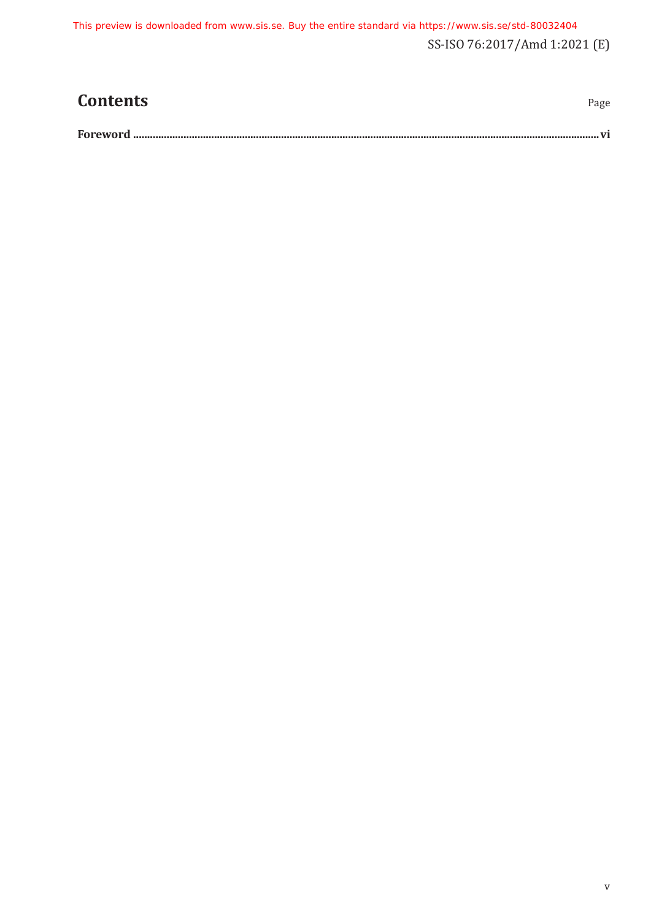# Contents

Page

**Foreword** ........................................................................................................................................................................ **vi**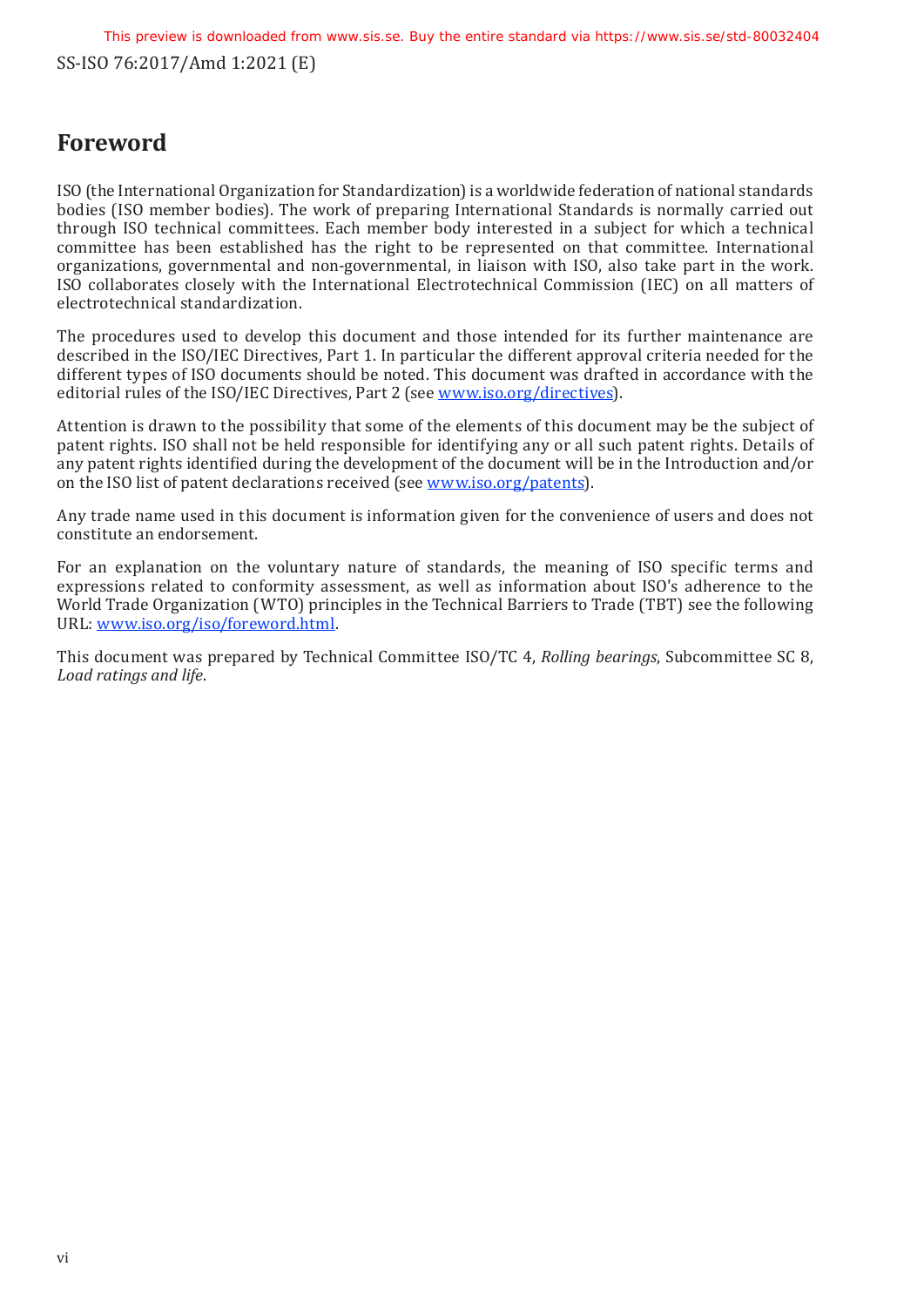# Foreword

ISO (the International Organization for Standardization) is a worldwide federation of national standards bodies (ISO member bodies). The work of preparing International Standards is normally carried out through ISO technical committees. Each member body interested in a subject for which a technical committee has been established has the right to be represented on that committee. International organizations, governmental and non-governmental, in liaison with ISO, also take part in the work. ISO collaborates closely with the International Electrotechnical Commission (IEC) on all matters of electrotechnical standardization.

The procedures used to develop this document and those intended for its further maintenance are described in the ISO/IEC Directives, Part 1. In particular the different approval criteria needed for the different types of ISO documents should be noted. This document was drafted in accordance with the editorial rules of the ISO/IEC Directives, Part 2 (see www.iso.org/directives).

Attention is drawn to the possibility that some of the elements of this document may be the subject of patent rights. ISO shall not be held responsible for identifying any or all such patent rights. Details of any patent rights identified during the development of the document will be in the Introduction and/or on the ISO list of patent declarations received (see www.iso.org/patents).

Any trade name used in this document is information given for the convenience of users and does not constitute an endorsement.

For an explanation on the voluntary nature of standards, the meaning of ISO specific terms and expressions related to conformity assessment, as well as information about ISO's adherence to the World Trade Organization (WTO) principles in the Technical Barriers to Trade (TBT) see the following URL: www.iso.org/iso/foreword.html.

This document was prepared by Technical Committee ISO/TC 4, *Rolling bearings*, Subcommittee SC 8, *Load ratings and life*.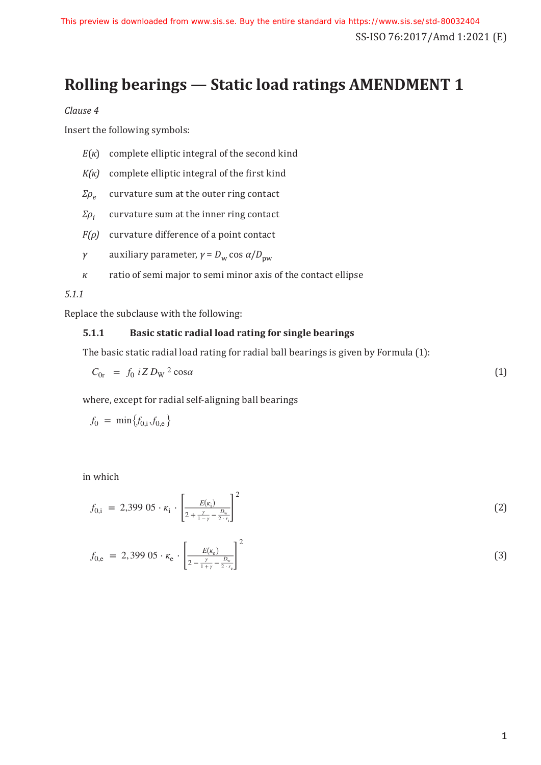# Rolling bearings — Static load ratings AMENDMENT 1

*Clause 4*

Insert the following symbols:

$E(\kappa)$ complete elliptic integral of the second kind

$K(\kappa)$ complete elliptic integral of the first kind

$\Sigma\rho_e$ curvature sum at the outer ring contact

$\Sigma\rho_i$ curvature sum at the inner ring contact

$F(\rho)$ curvature difference of a point contact

$\gamma$ auxiliary parameter, $\gamma = D_\text{w} \cos \alpha / D_\text{pw}$

$\kappa$ ratio of semi major to semi minor axis of the contact ellipse

*5.1.1*

Replace the subclause with the following:

### 5.1.1 Basic static radial load rating for single bearings

The basic static radial load rating for radial ball bearings is given by Formula (1):

$$C_{0\text{r}} = f_0 \, i \, Z \, D_\text{W}{}^2 \cos\alpha \tag{1}$$

where, except for radial self-aligning ball bearings

$$f_0 = \min\left\{f_{0,\text{i}}, f_{0,\text{e}}\right\}$$

in which

$$f_{0,\text{i}} = 2{,}399\ 05 \cdot \kappa_\text{i} \cdot \left[\frac{E(\kappa_\text{i})}{2 + \frac{\gamma}{1-\gamma} - \frac{D_\text{w}}{2 \cdot r_\text{i}}}\right]^2 \tag{2}$$

$$f_{0,\text{e}} = 2{,}399\ 05 \cdot \kappa_\text{e} \cdot \left[\frac{E(\kappa_\text{e})}{2 - \frac{\gamma}{1+\gamma} - \frac{D_\text{w}}{2 \cdot r_\text{e}}}\right]^2 \tag{3}$$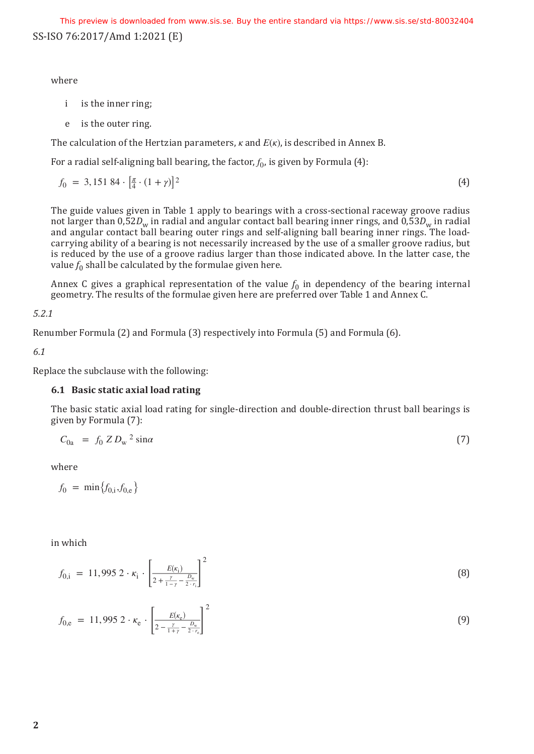where

i  is the inner ring;

e  is the outer ring.

The calculation of the Hertzian parameters, $\kappa$ and $E(\kappa)$, is described in Annex B.

For a radial self-aligning ball bearing, the factor, $f_0$, is given by Formula (4):

$$f_0 = 3{,}151\,84 \cdot \left[\tfrac{\pi}{4} \cdot (1+\gamma)\right]^2 \tag{4}$$

The guide values given in Table 1 apply to bearings with a cross-sectional raceway groove radius not larger than $0{,}52D_w$ in radial and angular contact ball bearing inner rings, and $0{,}53D_w$ in radial and angular contact ball bearing outer rings and self-aligning ball bearing inner rings. The load-carrying ability of a bearing is not necessarily increased by the use of a smaller groove radius, but is reduced by the use of a groove radius larger than those indicated above. In the latter case, the value $f_0$ shall be calculated by the formulae given here.

Annex C gives a graphical representation of the value $f_0$ in dependency of the bearing internal geometry. The results of the formulae given here are preferred over Table 1 and Annex C.

*5.2.1*

Renumber Formula (2) and Formula (3) respectively into Formula (5) and Formula (6).

*6.1*

Replace the subclause with the following:

### 6.1 Basic static axial load rating

The basic static axial load rating for single-direction and double-direction thrust ball bearings is given by Formula (7):

$$C_{0a} = f_0 \, Z \, D_w{}^2 \sin\alpha \tag{7}$$

where

$$f_0 = \min\{f_{0,i}, f_{0,e}\}$$

in which

$$f_{0,i} = 11{,}995\,2 \cdot \kappa_i \cdot \left[\frac{E(\kappa_i)}{2 + \frac{\gamma}{1-\gamma} - \frac{D_w}{2 \cdot r_i}}\right]^2 \tag{8}$$

$$f_{0,e} = 11{,}995\,2 \cdot \kappa_e \cdot \left[\frac{E(\kappa_e)}{2 - \frac{\gamma}{1+\gamma} - \frac{D_w}{2 \cdot r_e}}\right]^2 \tag{9}$$